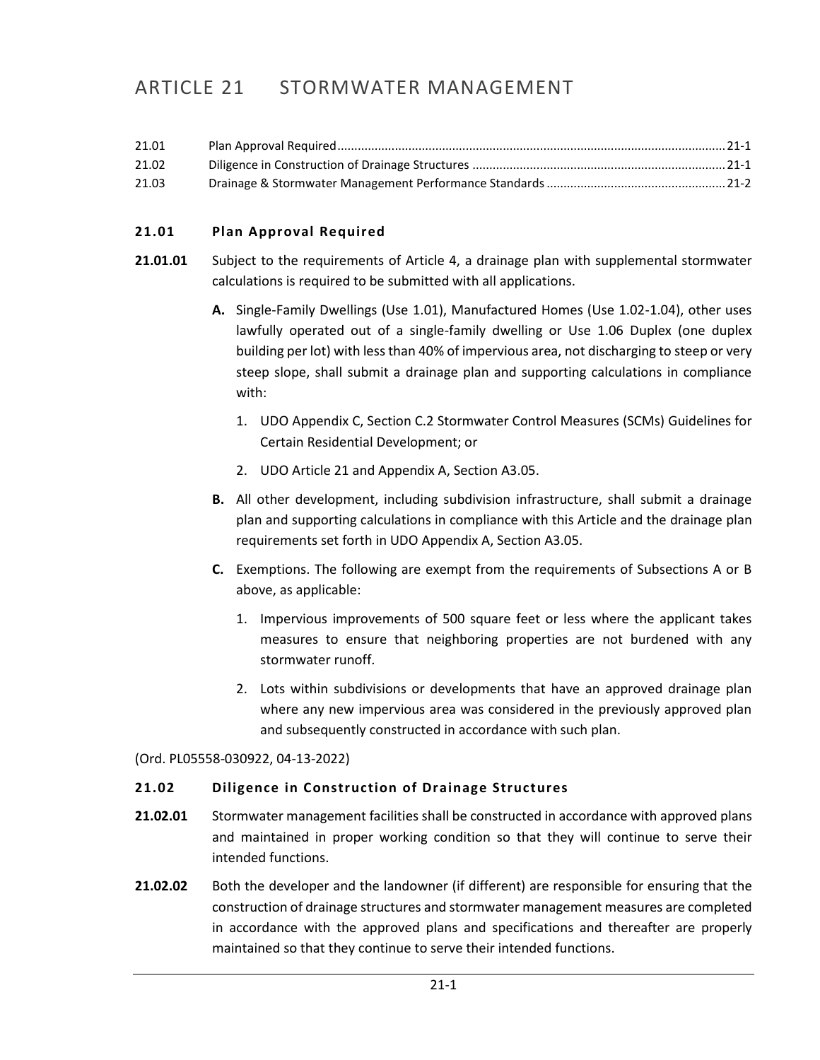# ARTICLE 21 STORMWATER MANAGEMENT

| | | |
|---|---|---|
| 21.01 | Plan Approval Required | 21-1 |
| 21.02 | Diligence in Construction of Drainage Structures | 21-1 |
| 21.03 | Drainage & Stormwater Management Performance Standards | 21-2 |

## 21.01 Plan Approval Required

**21.01.01** Subject to the requirements of Article 4, a drainage plan with supplemental stormwater calculations is required to be submitted with all applications.

**A.** Single-Family Dwellings (Use 1.01), Manufactured Homes (Use 1.02-1.04), other uses lawfully operated out of a single-family dwelling or Use 1.06 Duplex (one duplex building per lot) with less than 40% of impervious area, not discharging to steep or very steep slope, shall submit a drainage plan and supporting calculations in compliance with:

1. UDO Appendix C, Section C.2 Stormwater Control Measures (SCMs) Guidelines for Certain Residential Development; or
2. UDO Article 21 and Appendix A, Section A3.05.

**B.** All other development, including subdivision infrastructure, shall submit a drainage plan and supporting calculations in compliance with this Article and the drainage plan requirements set forth in UDO Appendix A, Section A3.05.

**C.** Exemptions. The following are exempt from the requirements of Subsections A or B above, as applicable:

1. Impervious improvements of 500 square feet or less where the applicant takes measures to ensure that neighboring properties are not burdened with any stormwater runoff.
2. Lots within subdivisions or developments that have an approved drainage plan where any new impervious area was considered in the previously approved plan and subsequently constructed in accordance with such plan.

(Ord. PL05558-030922, 04-13-2022)

## 21.02 Diligence in Construction of Drainage Structures

**21.02.01** Stormwater management facilities shall be constructed in accordance with approved plans and maintained in proper working condition so that they will continue to serve their intended functions.

**21.02.02** Both the developer and the landowner (if different) are responsible for ensuring that the construction of drainage structures and stormwater management measures are completed in accordance with the approved plans and specifications and thereafter are properly maintained so that they continue to serve their intended functions.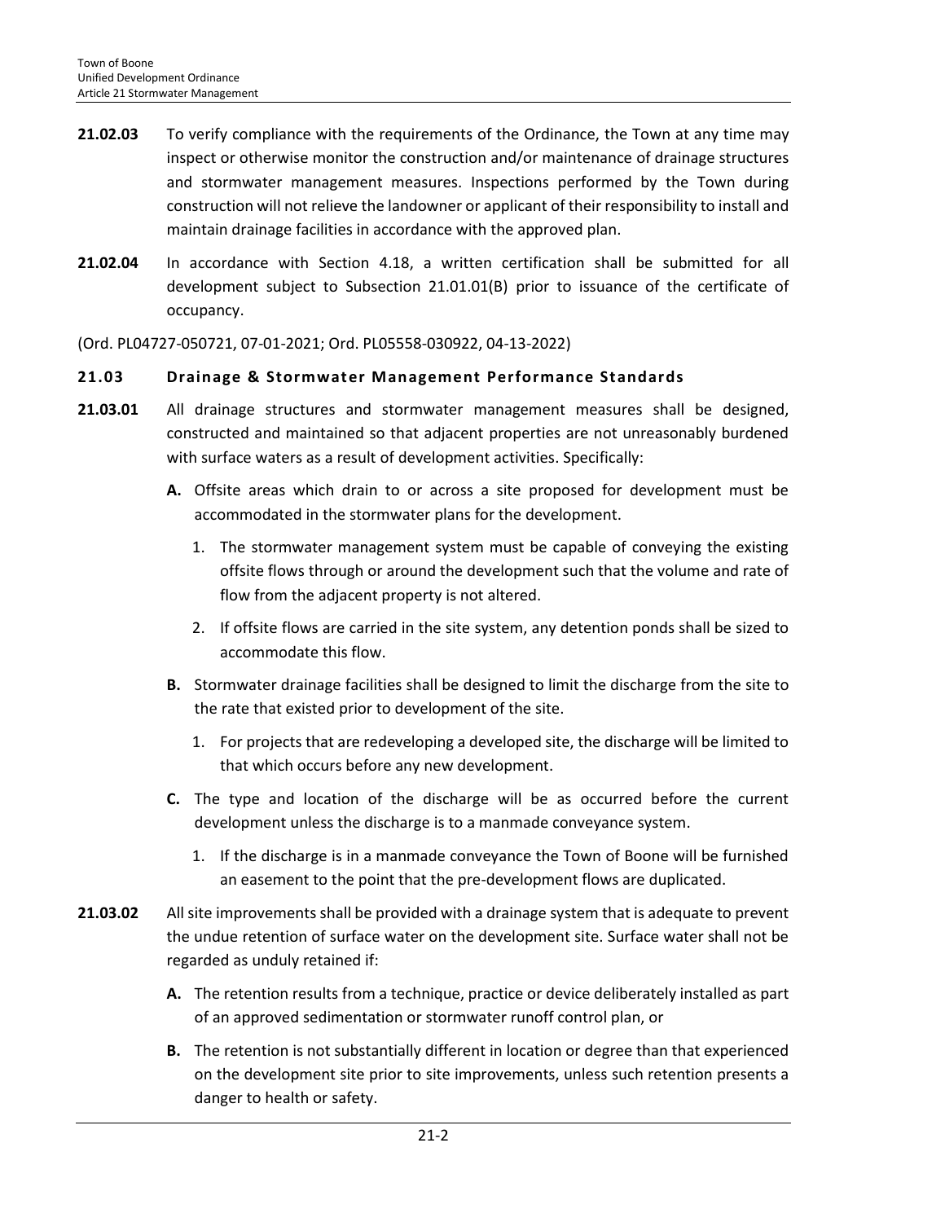**21.02.03** To verify compliance with the requirements of the Ordinance, the Town at any time may inspect or otherwise monitor the construction and/or maintenance of drainage structures and stormwater management measures. Inspections performed by the Town during construction will not relieve the landowner or applicant of their responsibility to install and maintain drainage facilities in accordance with the approved plan.

**21.02.04** In accordance with Section 4.18, a written certification shall be submitted for all development subject to Subsection 21.01.01(B) prior to issuance of the certificate of occupancy.

(Ord. PL04727-050721, 07-01-2021; Ord. PL05558-030922, 04-13-2022)

### 21.03 Drainage & Stormwater Management Performance Standards

**21.03.01** All drainage structures and stormwater management measures shall be designed, constructed and maintained so that adjacent properties are not unreasonably burdened with surface waters as a result of development activities. Specifically:

- **A.** Offsite areas which drain to or across a site proposed for development must be accommodated in the stormwater plans for the development.
  1. The stormwater management system must be capable of conveying the existing offsite flows through or around the development such that the volume and rate of flow from the adjacent property is not altered.
  2. If offsite flows are carried in the site system, any detention ponds shall be sized to accommodate this flow.
- **B.** Stormwater drainage facilities shall be designed to limit the discharge from the site to the rate that existed prior to development of the site.
  1. For projects that are redeveloping a developed site, the discharge will be limited to that which occurs before any new development.
- **C.** The type and location of the discharge will be as occurred before the current development unless the discharge is to a manmade conveyance system.
  1. If the discharge is in a manmade conveyance the Town of Boone will be furnished an easement to the point that the pre-development flows are duplicated.

**21.03.02** All site improvements shall be provided with a drainage system that is adequate to prevent the undue retention of surface water on the development site. Surface water shall not be regarded as unduly retained if:

- **A.** The retention results from a technique, practice or device deliberately installed as part of an approved sedimentation or stormwater runoff control plan, or
- **B.** The retention is not substantially different in location or degree than that experienced on the development site prior to site improvements, unless such retention presents a danger to health or safety.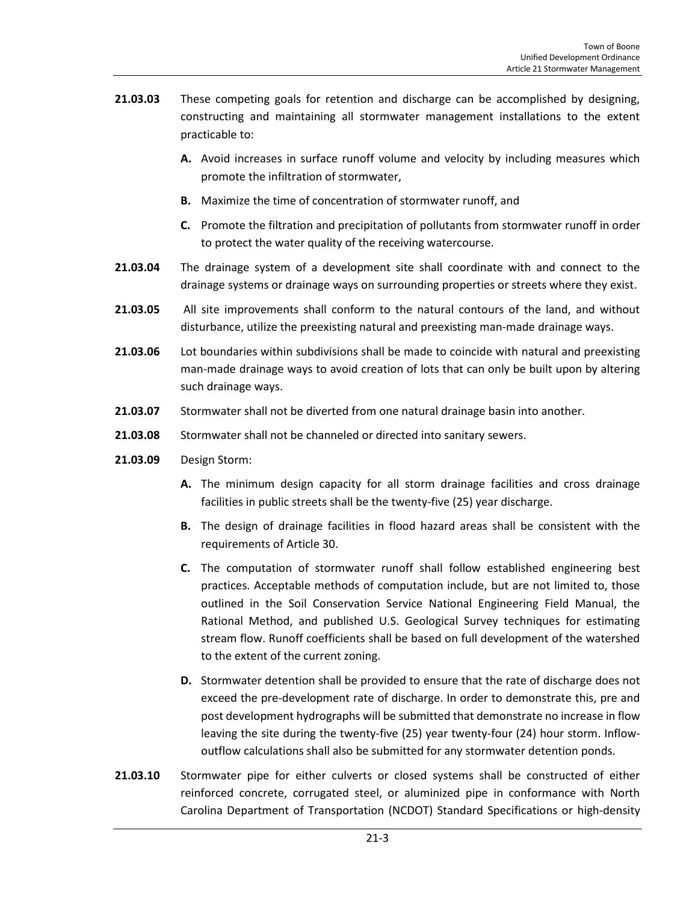**21.03.03** These competing goals for retention and discharge can be accomplished by designing, constructing and maintaining all stormwater management installations to the extent practicable to:

- **A.** Avoid increases in surface runoff volume and velocity by including measures which promote the infiltration of stormwater,
- **B.** Maximize the time of concentration of stormwater runoff, and
- **C.** Promote the filtration and precipitation of pollutants from stormwater runoff in order to protect the water quality of the receiving watercourse.

**21.03.04** The drainage system of a development site shall coordinate with and connect to the drainage systems or drainage ways on surrounding properties or streets where they exist.

**21.03.05** All site improvements shall conform to the natural contours of the land, and without disturbance, utilize the preexisting natural and preexisting man-made drainage ways.

**21.03.06** Lot boundaries within subdivisions shall be made to coincide with natural and preexisting man-made drainage ways to avoid creation of lots that can only be built upon by altering such drainage ways.

**21.03.07** Stormwater shall not be diverted from one natural drainage basin into another.

**21.03.08** Stormwater shall not be channeled or directed into sanitary sewers.

**21.03.09** Design Storm:

- **A.** The minimum design capacity for all storm drainage facilities and cross drainage facilities in public streets shall be the twenty-five (25) year discharge.
- **B.** The design of drainage facilities in flood hazard areas shall be consistent with the requirements of Article 30.
- **C.** The computation of stormwater runoff shall follow established engineering best practices. Acceptable methods of computation include, but are not limited to, those outlined in the Soil Conservation Service National Engineering Field Manual, the Rational Method, and published U.S. Geological Survey techniques for estimating stream flow. Runoff coefficients shall be based on full development of the watershed to the extent of the current zoning.
- **D.** Stormwater detention shall be provided to ensure that the rate of discharge does not exceed the pre-development rate of discharge. In order to demonstrate this, pre and post development hydrographs will be submitted that demonstrate no increase in flow leaving the site during the twenty-five (25) year twenty-four (24) hour storm. Inflow-outflow calculations shall also be submitted for any stormwater detention ponds.

**21.03.10** Stormwater pipe for either culverts or closed systems shall be constructed of either reinforced concrete, corrugated steel, or aluminized pipe in conformance with North Carolina Department of Transportation (NCDOT) Standard Specifications or high-density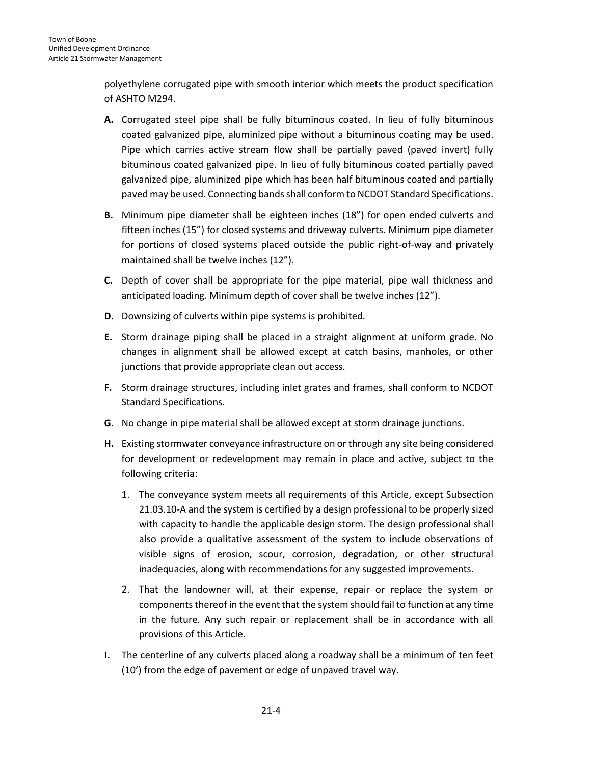polyethylene corrugated pipe with smooth interior which meets the product specification of ASHTO M294.

- **A.** Corrugated steel pipe shall be fully bituminous coated. In lieu of fully bituminous coated galvanized pipe, aluminized pipe without a bituminous coating may be used. Pipe which carries active stream flow shall be partially paved (paved invert) fully bituminous coated galvanized pipe. In lieu of fully bituminous coated partially paved galvanized pipe, aluminized pipe which has been half bituminous coated and partially paved may be used. Connecting bands shall conform to NCDOT Standard Specifications.
- **B.** Minimum pipe diameter shall be eighteen inches (18") for open ended culverts and fifteen inches (15") for closed systems and driveway culverts. Minimum pipe diameter for portions of closed systems placed outside the public right-of-way and privately maintained shall be twelve inches (12").
- **C.** Depth of cover shall be appropriate for the pipe material, pipe wall thickness and anticipated loading. Minimum depth of cover shall be twelve inches (12").
- **D.** Downsizing of culverts within pipe systems is prohibited.
- **E.** Storm drainage piping shall be placed in a straight alignment at uniform grade. No changes in alignment shall be allowed except at catch basins, manholes, or other junctions that provide appropriate clean out access.
- **F.** Storm drainage structures, including inlet grates and frames, shall conform to NCDOT Standard Specifications.
- **G.** No change in pipe material shall be allowed except at storm drainage junctions.
- **H.** Existing stormwater conveyance infrastructure on or through any site being considered for development or redevelopment may remain in place and active, subject to the following criteria:
  1. The conveyance system meets all requirements of this Article, except Subsection 21.03.10-A and the system is certified by a design professional to be properly sized with capacity to handle the applicable design storm. The design professional shall also provide a qualitative assessment of the system to include observations of visible signs of erosion, scour, corrosion, degradation, or other structural inadequacies, along with recommendations for any suggested improvements.
  2. That the landowner will, at their expense, repair or replace the system or components thereof in the event that the system should fail to function at any time in the future. Any such repair or replacement shall be in accordance with all provisions of this Article.
- **I.** The centerline of any culverts placed along a roadway shall be a minimum of ten feet (10') from the edge of pavement or edge of unpaved travel way.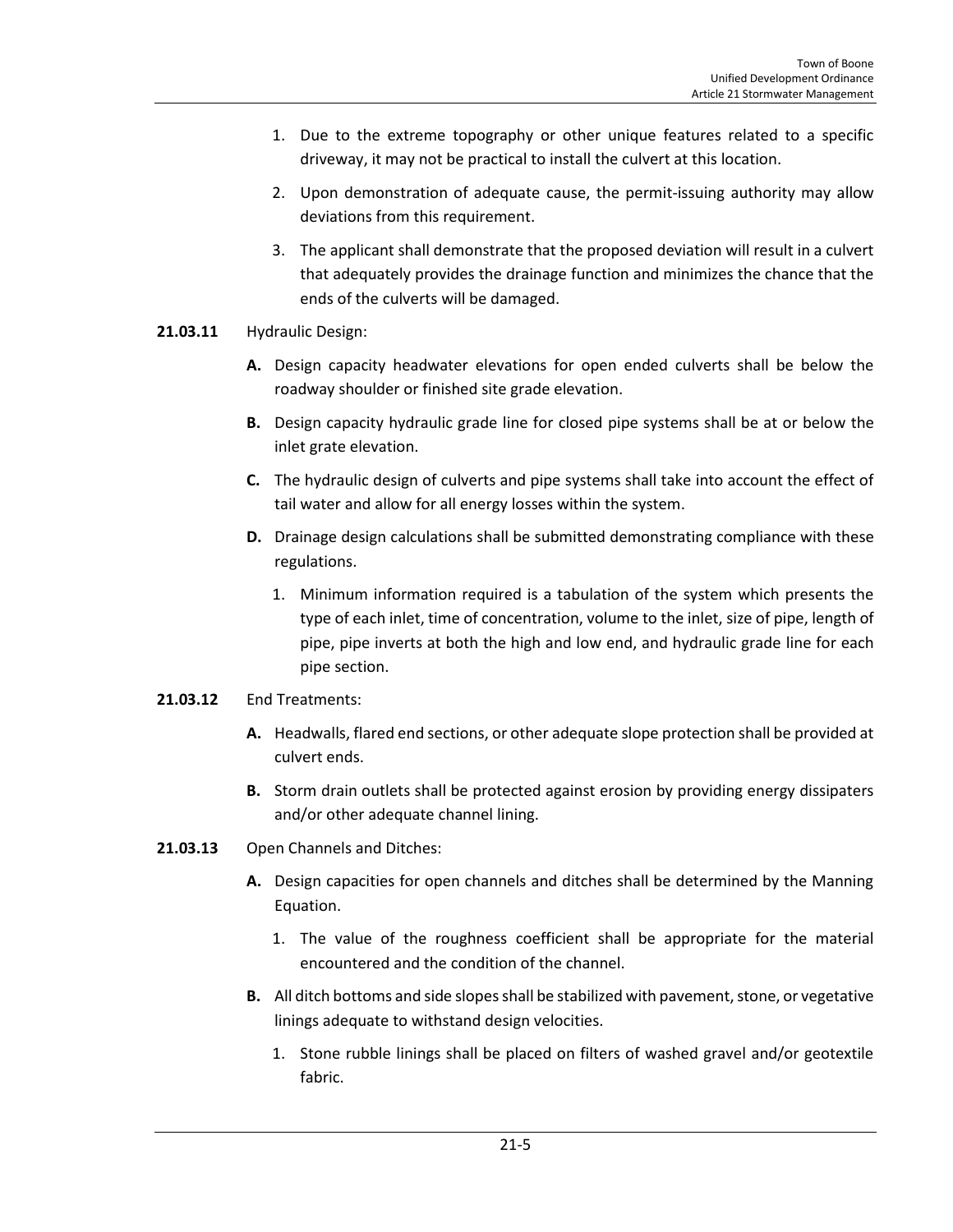1. Due to the extreme topography or other unique features related to a specific driveway, it may not be practical to install the culvert at this location.

2. Upon demonstration of adequate cause, the permit-issuing authority may allow deviations from this requirement.

3. The applicant shall demonstrate that the proposed deviation will result in a culvert that adequately provides the drainage function and minimizes the chance that the ends of the culverts will be damaged.

**21.03.11** Hydraulic Design:

**A.** Design capacity headwater elevations for open ended culverts shall be below the roadway shoulder or finished site grade elevation.

**B.** Design capacity hydraulic grade line for closed pipe systems shall be at or below the inlet grate elevation.

**C.** The hydraulic design of culverts and pipe systems shall take into account the effect of tail water and allow for all energy losses within the system.

**D.** Drainage design calculations shall be submitted demonstrating compliance with these regulations.

1. Minimum information required is a tabulation of the system which presents the type of each inlet, time of concentration, volume to the inlet, size of pipe, length of pipe, pipe inverts at both the high and low end, and hydraulic grade line for each pipe section.

**21.03.12** End Treatments:

**A.** Headwalls, flared end sections, or other adequate slope protection shall be provided at culvert ends.

**B.** Storm drain outlets shall be protected against erosion by providing energy dissipaters and/or other adequate channel lining.

**21.03.13** Open Channels and Ditches:

**A.** Design capacities for open channels and ditches shall be determined by the Manning Equation.

1. The value of the roughness coefficient shall be appropriate for the material encountered and the condition of the channel.

**B.** All ditch bottoms and side slopes shall be stabilized with pavement, stone, or vegetative linings adequate to withstand design velocities.

1. Stone rubble linings shall be placed on filters of washed gravel and/or geotextile fabric.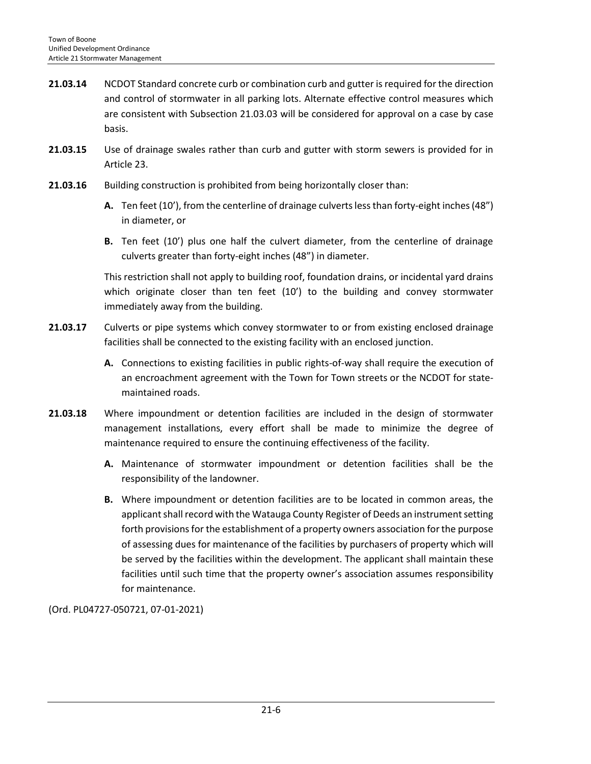**21.03.14** NCDOT Standard concrete curb or combination curb and gutter is required for the direction and control of stormwater in all parking lots. Alternate effective control measures which are consistent with Subsection 21.03.03 will be considered for approval on a case by case basis.

**21.03.15** Use of drainage swales rather than curb and gutter with storm sewers is provided for in Article 23.

**21.03.16** Building construction is prohibited from being horizontally closer than:

- **A.** Ten feet (10'), from the centerline of drainage culverts less than forty-eight inches (48") in diameter, or
- **B.** Ten feet (10') plus one half the culvert diameter, from the centerline of drainage culverts greater than forty-eight inches (48") in diameter.

This restriction shall not apply to building roof, foundation drains, or incidental yard drains which originate closer than ten feet (10') to the building and convey stormwater immediately away from the building.

**21.03.17** Culverts or pipe systems which convey stormwater to or from existing enclosed drainage facilities shall be connected to the existing facility with an enclosed junction.

- **A.** Connections to existing facilities in public rights-of-way shall require the execution of an encroachment agreement with the Town for Town streets or the NCDOT for state-maintained roads.

**21.03.18** Where impoundment or detention facilities are included in the design of stormwater management installations, every effort shall be made to minimize the degree of maintenance required to ensure the continuing effectiveness of the facility.

- **A.** Maintenance of stormwater impoundment or detention facilities shall be the responsibility of the landowner.
- **B.** Where impoundment or detention facilities are to be located in common areas, the applicant shall record with the Watauga County Register of Deeds an instrument setting forth provisions for the establishment of a property owners association for the purpose of assessing dues for maintenance of the facilities by purchasers of property which will be served by the facilities within the development. The applicant shall maintain these facilities until such time that the property owner's association assumes responsibility for maintenance.

(Ord. PL04727-050721, 07-01-2021)